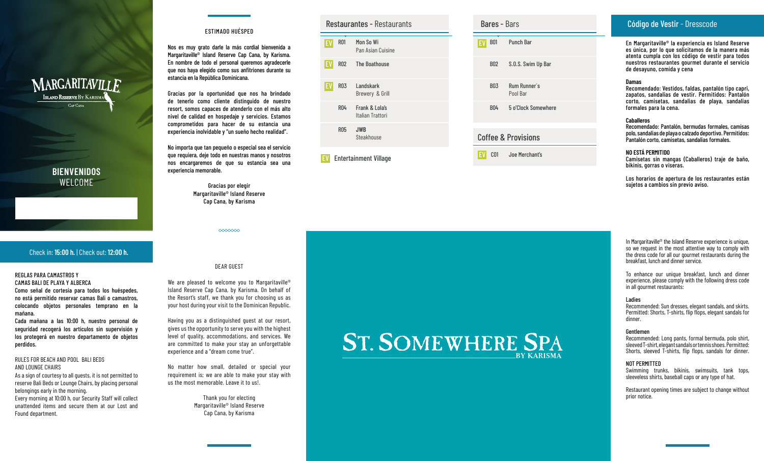MARGARITAVILLE
Island Reserve By Karisma
Cap Cana

## BIENVENIDOS
WELCOME

Check in: **15:00 h.** | Check out: **12:00 h.**

### REGLAS PARA CAMASTROS Y CAMAS BALI DE PLAYA Y ALBERCA

**Como señal de cortesía para todos los huéspedes, no está permitido reservar camas Bali o camastros, colocando objetos personales temprano en la mañana.**

**Cada mañana a las 10:00 h, nuestro personal de seguridad recogerá los artículos sin supervisión y los protegerá en nuestro departamento de objetos perdidos.**

### RULES FOR BEACH AND POOL BALI BEDS AND LOUNGE CHAIRS

As a sign of courtesy to all guests, it is not permitted to reserve Bali Beds or Lounge Chairs, by placing personal belongings early in the morning.

Every morning at 10:00 h, our Security Staff will collect unattended items and secure them at our Lost and Found department.

### ESTIMADO HUÉSPED

**Nos es muy grato darle la más cordial bienvenida a Margaritaville® Island Reserve Cap Cana, by Karisma. En nombre de todo el personal queremos agradecerle que nos haya elegido como sus anfitriones durante su estancia en la República Dominicana.**

**Gracias por la oportunidad que nos ha brindado de tenerlo como cliente distinguido de nuestro resort, somos capaces de atenderlo con el más alto nivel de calidad en hospedaje y servicios. Estamos comprometidos para hacer de su estancia una experiencia inolvidable y "un sueño hecho realidad".**

**No importa que tan pequeño o especial sea el servicio que requiera, deje todo en nuestras manos y nosotros nos encargaremos de que su estancia sea una experiencia memorable.**

**Gracias por elegir Margaritaville® Island Reserve Cap Cana, by Karisma**

### DEAR GUEST

We are pleased to welcome you to Margaritaville® Island Reserve Cap Cana, by Karisma. On behalf of the Resort's staff, we thank you for choosing us as your host during your visit to the Dominican Republic.

Having you as a distinguished guest at our resort, gives us the opportunity to serve you with the highest level of quality, accommodations, and services. We are committed to make your stay an unforgettable experience and a "dream come true".

No matter how small, detailed or special your requirement is; we are able to make your stay with us the most memorable. Leave it to us!.

Thank you for electing Margaritaville® Island Reserve Cap Cana, by Karisma

## Restaurantes - Restaurants

| | Código | Nombre |
|---|---|---|
| EV | R01 | Mon So Wi – Pan Asian Cuisine |
| EV | R02 | The Boathouse |
| EV | R03 | Landskark – Brewery & Grill |
| | R04 | Frank & Lola's – Italian Trattori |
| | R05 | **JWB** – Steakhouse |

EV Entertainment Village

## Bares - Bars

| | Código | Nombre |
|---|---|---|
| EV | B01 | Punch Bar |
| | B02 | S.O.S. Swim Up Bar |
| | B03 | Rum Runner's – Pool Bar |
| | B04 | 5 o'Clock Somewhere |

## Coffee & Provisions

| | Código | Nombre |
|---|---|---|
| EV | C01 | Joe Merchant's |

ST. SOMEWHERE SPA BY KARISMA

## Código de Vestir - Dresscode

**En Margaritaville® la experiencia es Island Reserve es única, por lo que solicitamos de la manera más atenta cumpla con los código de vestir para todos nuestros restaurantes gourmet durante el servicio de desayuno, comida y cena**

**Damas**
**Recomendado: Vestidos, faldas, pantalón tipo capri, zapatos, sandalias de vestir. Permitidos: Pantalón corto, camisetas, sandalias de playa, sandalias formales para la cena.**

**Caballeros**
**Recomendado: Pantalón, bermudas formales, camisas polo, sandalias de playa o calzado deportivo. Permitidos: Pantalón corto, camisetas, sandalias formales.**

**NO ESTÁ PERMITIDO**
**Camisetas sin mangas (Caballeros) traje de baño, bikinis, gorras o viseras.**

**Los horarios de apertura de los restaurantes están sujetos a cambios sin previo aviso.**

In Margaritaville® the Island Reserve experience is unique, so we request in the most attentive way to comply with the dress code for all our gourmet restaurants during the breakfast, lunch and dinner service.

To enhance our unique breakfast, lunch and dinner experience, please comply with the following dress code in all gourmet restaurants:

**Ladies**
Recommended: Sun dresses, elegant sandals, and skirts. Permitted: Shorts, T-shirts, flip flops, elegant sandals for dinner.

**Gentlemen**
Recommended: Long pants, formal bermuda, polo shirt, sleeved T-shirt, elegant sandals or tennis shoes. Permitted: Shorts, sleeved T-shirts, flip flops, sandals for dinner.

**NOT PERMITTED**
Swimming trunks, bikinis, swimsuits, tank tops, sleeveless shirts, baseball caps or any type of hat.

Restaurant opening times are subject to change without prior notice.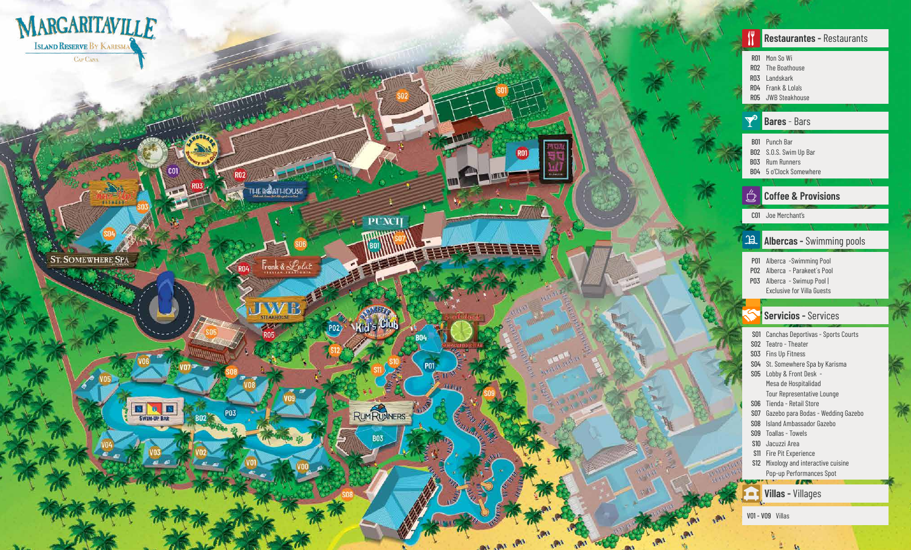# MARGARITAVILLE

Island Reserve By Karisma

Cap Cana

## Restaurantes - Restaurants

- R01 Mon So Wi
- R02 The Boathouse
- R03 Landskark
- R04 Frank & Lola's
- R05 JWB Steakhouse

## Bares - Bars

- B01 Punch Bar
- B02 S.O.S. Swim Up Bar
- B03 Rum Runners
- B04 5 o'Clock Somewhere

## Coffee & Provisions

- C01 Joe Merchant's

## Albercas - Swimming pools

- P01 Alberca -Swimming Pool
- P02 Alberca - Parakeet's Pool
- P03 Alberca - Swimup Pool | Exclusive for Villa Guests

## Servicios - Services

- S01 Canchas Deportivas - Sports Courts
- S02 Teatro - Theater
- S03 Fins Up Fitness
- S04 St. Somewhere Spa by Karisma
- S05 Lobby & Front Desk - Mesa de Hospitalidad Tour Representative Lounge
- S06 Tienda - Retail Store
- S07 Gazebo para Bodas - Wedding Gazebo
- S08 Island Ambassador Gazebo
- S09 Toallas - Towels
- S10 Jacuzzi Area
- S11 Fire Pit Experience
- S12 Mixology and interactive cuisine Pop-up Performances Spot

## Villas - Villages

- V01 - V09 Villas